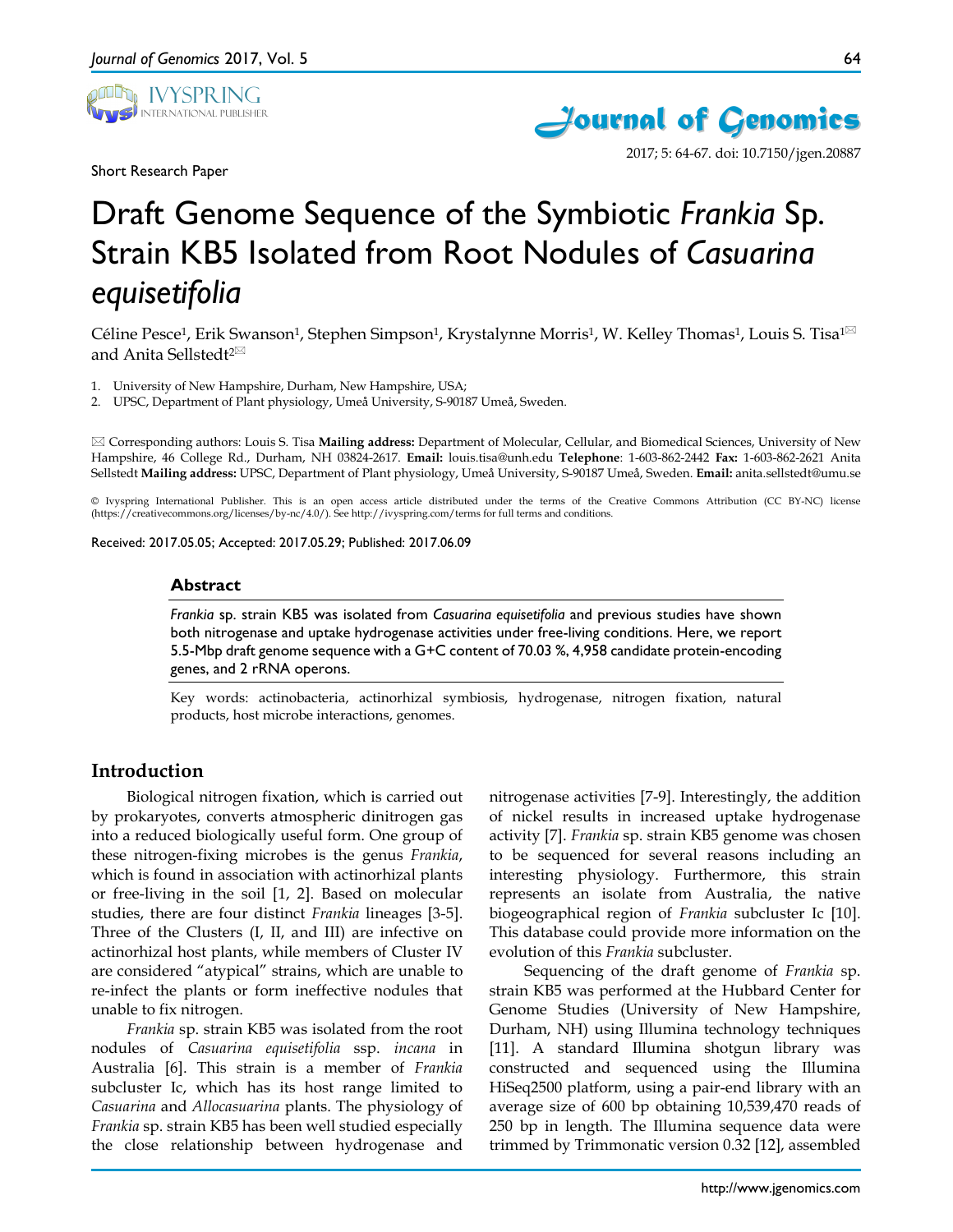Short Research Paper

2017; 5: 64-67. doi: 10.7150/jgen.20887

# Draft Genome Sequence of the Symbiotic *Frankia* Sp. Strain KB5 Isolated from Root Nodules of *Casuarina equisetifolia*

Céline Pesce[1], Erik Swanson[1], Stephen Simpson[1], Krystalynne Morris[1], W. Kelley Thomas[1], Louis S. Tisa[1]✉ and Anita Sellstedt[2]✉

1. University of New Hampshire, Durham, New Hampshire, USA;
2. UPSC, Department of Plant physiology, Umeå University, S-90187 Umeå, Sweden.

✉ Corresponding authors: Louis S. Tisa **Mailing address:** Department of Molecular, Cellular, and Biomedical Sciences, University of New Hampshire, 46 College Rd., Durham, NH 03824-2617. **Email:** louis.tisa@unh.edu **Telephone**: 1-603-862-2442 **Fax:** 1-603-862-2621 Anita Sellstedt **Mailing address:** UPSC, Department of Plant physiology, Umeå University, S-90187 Umeå, Sweden. **Email:** anita.sellstedt@umu.se

© Ivyspring International Publisher. This is an open access article distributed under the terms of the Creative Commons Attribution (CC BY-NC) license (https://creativecommons.org/licenses/by-nc/4.0/). See http://ivyspring.com/terms for full terms and conditions.

Received: 2017.05.05; Accepted: 2017.05.29; Published: 2017.06.09

## Abstract

*Frankia* sp. strain KB5 was isolated from *Casuarina equisetifolia* and previous studies have shown both nitrogenase and uptake hydrogenase activities under free-living conditions. Here, we report 5.5-Mbp draft genome sequence with a G+C content of 70.03 %, 4,958 candidate protein-encoding genes, and 2 rRNA operons.

Key words: actinobacteria, actinorhizal symbiosis, hydrogenase, nitrogen fixation, natural products, host microbe interactions, genomes.

## Introduction

Biological nitrogen fixation, which is carried out by prokaryotes, converts atmospheric dinitrogen gas into a reduced biologically useful form. One group of these nitrogen-fixing microbes is the genus *Frankia*, which is found in association with actinorhizal plants or free-living in the soil [1, 2]. Based on molecular studies, there are four distinct *Frankia* lineages [3-5]. Three of the Clusters (I, II, and III) are infective on actinorhizal host plants, while members of Cluster IV are considered "atypical" strains, which are unable to re-infect the plants or form ineffective nodules that unable to fix nitrogen.

*Frankia* sp. strain KB5 was isolated from the root nodules of *Casuarina equisetifolia* ssp. *incana* in Australia [6]. This strain is a member of *Frankia* subcluster Ic, which has its host range limited to *Casuarina* and *Allocasuarina* plants. The physiology of *Frankia* sp. strain KB5 has been well studied especially the close relationship between hydrogenase and nitrogenase activities [7-9]. Interestingly, the addition of nickel results in increased uptake hydrogenase activity [7]. *Frankia* sp. strain KB5 genome was chosen to be sequenced for several reasons including an interesting physiology. Furthermore, this strain represents an isolate from Australia, the native biogeographical region of *Frankia* subcluster Ic [10]. This database could provide more information on the evolution of this *Frankia* subcluster.

Sequencing of the draft genome of *Frankia* sp. strain KB5 was performed at the Hubbard Center for Genome Studies (University of New Hampshire, Durham, NH) using Illumina technology techniques [11]. A standard Illumina shotgun library was constructed and sequenced using the Illumina HiSeq2500 platform, using a pair-end library with an average size of 600 bp obtaining 10,539,470 reads of 250 bp in length. The Illumina sequence data were trimmed by Trimmonatic version 0.32 [12], assembled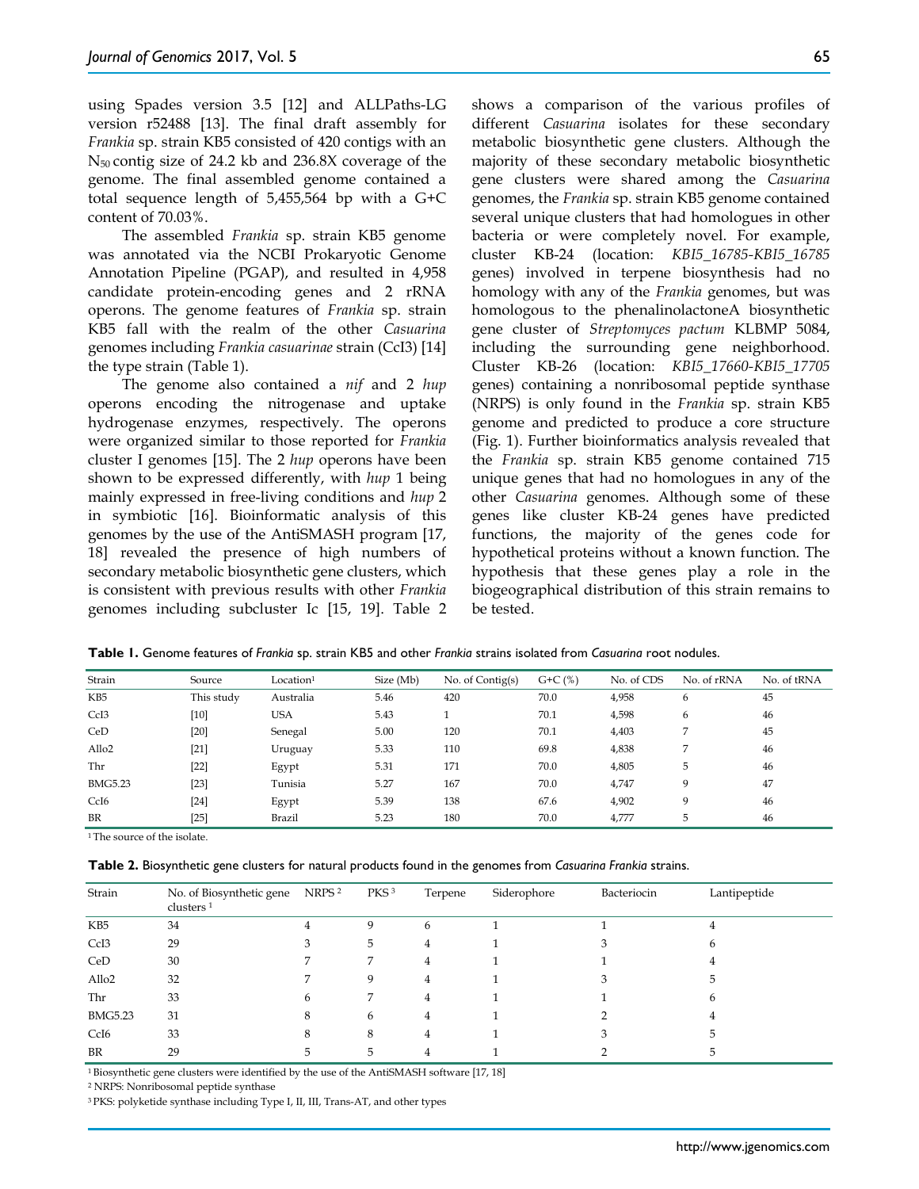using Spades version 3.5 [12] and ALLPaths-LG version r52488 [13]. The final draft assembly for *Frankia* sp. strain KB5 consisted of 420 contigs with an $N_{50}$ contig size of 24.2 kb and 236.8X coverage of the genome. The final assembled genome contained a total sequence length of 5,455,564 bp with a G+C content of 70.03%.

The assembled *Frankia* sp. strain KB5 genome was annotated via the NCBI Prokaryotic Genome Annotation Pipeline (PGAP), and resulted in 4,958 candidate protein-encoding genes and 2 rRNA operons. The genome features of *Frankia* sp. strain KB5 fall with the realm of the other *Casuarina* genomes including *Frankia casuarinae* strain (CcI3) [14] the type strain (Table 1).

The genome also contained a *nif* and 2 *hup* operons encoding the nitrogenase and uptake hydrogenase enzymes, respectively. The operons were organized similar to those reported for *Frankia* cluster I genomes [15]. The 2 *hup* operons have been shown to be expressed differently, with *hup* 1 being mainly expressed in free-living conditions and *hup* 2 in symbiotic [16]. Bioinformatic analysis of this genomes by the use of the AntiSMASH program [17, 18] revealed the presence of high numbers of secondary metabolic biosynthetic gene clusters, which is consistent with previous results with other *Frankia* genomes including subcluster Ic [15, 19]. Table 2 shows a comparison of the various profiles of different *Casuarina* isolates for these secondary metabolic biosynthetic gene clusters. Although the majority of these secondary metabolic biosynthetic gene clusters were shared among the *Casuarina* genomes, the *Frankia* sp. strain KB5 genome contained several unique clusters that had homologues in other bacteria or were completely novel. For example, cluster KB-24 (location: *KBI5_16785-KBI5_16785* genes) involved in terpene biosynthesis had no homology with any of the *Frankia* genomes, but was homologous to the phenalinolactoneA biosynthetic gene cluster of *Streptomyces pactum* KLBMP 5084, including the surrounding gene neighborhood. Cluster KB-26 (location: *KBI5_17660-KBI5_17705* genes) containing a nonribosomal peptide synthase (NRPS) is only found in the *Frankia* sp. strain KB5 genome and predicted to produce a core structure (Fig. 1). Further bioinformatics analysis revealed that the *Frankia* sp. strain KB5 genome contained 715 unique genes that had no homologues in any of the other *Casuarina* genomes. Although some of these genes like cluster KB-24 genes have predicted functions, the majority of the genes code for hypothetical proteins without a known function. The hypothesis that these genes play a role in the biogeographical distribution of this strain remains to be tested.

**Table 1.** Genome features of *Frankia* sp. strain KB5 and other *Frankia* strains isolated from *Casuarina* root nodules.

| Strain | Source | Location[1] | Size (Mb) | No. of Contig(s) | G+C (%) | No. of CDS | No. of rRNA | No. of tRNA |
|---|---|---|---|---|---|---|---|---|
| KB5 | This study | Australia | 5.46 | 420 | 70.0 | 4,958 | 6 | 45 |
| CcI3 | [10] | USA | 5.43 | 1 | 70.1 | 4,598 | 6 | 46 |
| CeD | [20] | Senegal | 5.00 | 120 | 70.1 | 4,403 | 7 | 45 |
| Allo2 | [21] | Uruguay | 5.33 | 110 | 69.8 | 4,838 | 7 | 46 |
| Thr | [22] | Egypt | 5.31 | 171 | 70.0 | 4,805 | 5 | 46 |
| BMG5.23 | [23] | Tunisia | 5.27 | 167 | 70.0 | 4,747 | 9 | 47 |
| CcI6 | [24] | Egypt | 5.39 | 138 | 67.6 | 4,902 | 9 | 46 |
| BR | [25] | Brazil | 5.23 | 180 | 70.0 | 4,777 | 5 | 46 |

[1] The source of the isolate.

**Table 2.** Biosynthetic gene clusters for natural products found in the genomes from *Casuarina Frankia* strains.

| Strain | No. of Biosynthetic gene clusters [1] | NRPS [2] | PKS [3] | Terpene | Siderophore | Bacteriocin | Lantipeptide |
|---|---|---|---|---|---|---|---|
| KB5 | 34 | 4 | 9 | 6 | 1 | 1 | 4 |
| CcI3 | 29 | 3 | 5 | 4 | 1 | 3 | 6 |
| CeD | 30 | 7 | 7 | 4 | 1 | 1 | 4 |
| Allo2 | 32 | 7 | 9 | 4 | 1 | 3 | 5 |
| Thr | 33 | 6 | 7 | 4 | 1 | 1 | 6 |
| BMG5.23 | 31 | 8 | 6 | 4 | 1 | 2 | 4 |
| CcI6 | 33 | 8 | 8 | 4 | 1 | 3 | 5 |
| BR | 29 | 5 | 5 | 4 | 1 | 2 | 5 |

[1] Biosynthetic gene clusters were identified by the use of the AntiSMASH software [17, 18]

[2] NRPS: Nonribosomal peptide synthase

[3] PKS: polyketide synthase including Type I, II, III, Trans-AT, and other types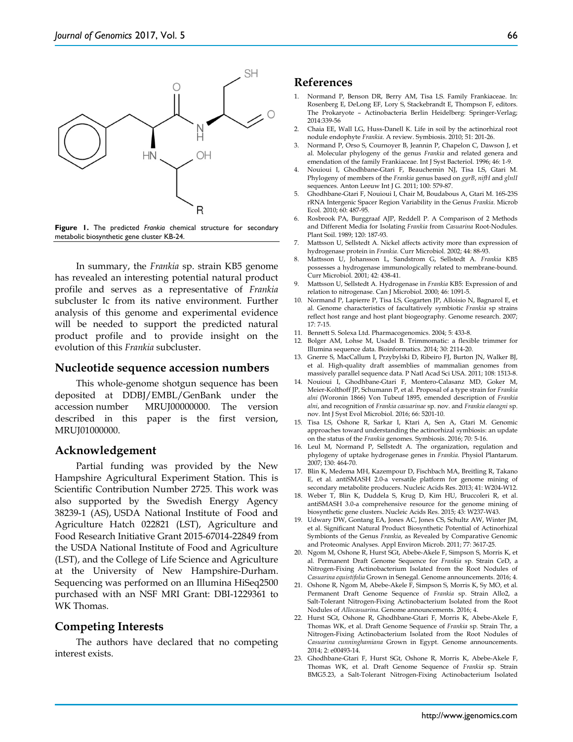**Figure 1.** The predicted *Frankia* chemical structure for secondary metabolic biosynthetic gene cluster KB-24.

In summary, the *Frankia* sp. strain KB5 genome has revealed an interesting potential natural product profile and serves as a representative of *Frankia* subcluster Ic from its native environment. Further analysis of this genome and experimental evidence will be needed to support the predicted natural product profile and to provide insight on the evolution of this *Frankia* subcluster.

## Nucleotide sequence accession numbers

This whole-genome shotgun sequence has been deposited at DDBJ/EMBL/GenBank under the accession number MRUJ00000000. The version described in this paper is the first version, MRUJ01000000.

## Acknowledgement

Partial funding was provided by the New Hampshire Agricultural Experiment Station. This is Scientific Contribution Number 2725. This work was also supported by the Swedish Energy Agency 38239-1 (AS), USDA National Institute of Food and Agriculture Hatch 022821 (LST), Agriculture and Food Research Initiative Grant 2015-67014-22849 from the USDA National Institute of Food and Agriculture (LST), and the College of Life Science and Agriculture at the University of New Hampshire-Durham. Sequencing was performed on an Illumina HiSeq2500 purchased with an NSF MRI Grant: DBI-1229361 to WK Thomas.

## Competing Interests

The authors have declared that no competing interest exists.

## References

1. Normand P, Benson DR, Berry AM, Tisa LS. Family Frankiaceae. In: Rosenberg E, DeLong EF, Lory S, Stackebrandt E, Thompson F, editors. The Prokaryote – Actinobacteria Berlin Heidelberg: Springer-Verlag; 2014:339-56
2. Chaia EE, Wall LG, Huss-Danell K. Life in soil by the actinorhizal root nodule endophyte *Frankia*. A review. Symbiosis. 2010; 51: 201-26.
3. Normand P, Orso S, Cournoyer B, Jeannin P, Chapelon C, Dawson J, et al. Molecular phylogeny of the genus *Frankia* and related genera and emendation of the family Frankiaceae. Int J Syst Bacteriol. 1996; 46: 1-9.
4. Nouioui I, Ghodhbane-Gtari F, Beauchemin NJ, Tisa LS, Gtari M. Phylogeny of members of the *Frankia* genus based on *gyrB*, *nifH* and *glnII* sequences. Anton Leeuw Int J G. 2011; 100: 579-87.
5. Ghodhbane-Gtari F, Nouioui I, Chair M, Boudabous A, Gtari M. 16S-23S rRNA Intergenic Spacer Region Variability in the Genus *Frankia*. Microb Ecol. 2010; 60: 487-95.
6. Rosbrook PA, Burggraaf AJP, Reddell P. A Comparison of 2 Methods and Different Media for Isolating *Frankia* from *Casuarina* Root-Nodules. Plant Soil. 1989; 120: 187-93.
7. Mattsson U, Sellstedt A. Nickel affects activity more than expression of hydrogenase protein in *Frankia*. Curr Microbiol. 2002; 44: 88-93.
8. Mattsson U, Johansson L, Sandstrom G, Sellstedt A. *Frankia* KB5 possesses a hydrogenase immunologically related to membrane-bound. Curr Microbiol. 2001; 42: 438-41.
9. Mattsson U, Sellstedt A. Hydrogenase in *Frankia* KB5: Expression of and relation to nitrogenase. Can J Microbiol. 2000; 46: 1091-5.
10. Normand P, Lapierre P, Tisa LS, Gogarten JP, Alloisio N, Bagnarol E, et al. Genome characteristics of facultatively symbiotic *Frankia* sp strains reflect host range and host plant biogeography. Genome research. 2007; 17: 7-15.
11. Bennett S. Solexa Ltd. Pharmacogenomics. 2004; 5: 433-8.
12. Bolger AM, Lohse M, Usadel B. Trimmomatic: a flexible trimmer for Illumina sequence data. Bioinformatics. 2014; 30: 2114-20.
13. Gnerre S, MacCallum I, Przybylski D, Ribeiro FJ, Burton JN, Walker BJ, et al. High-quality draft assemblies of mammalian genomes from massively parallel sequence data. P Natl Acad Sci USA. 2011; 108: 1513-8.
14. Nouioui I, Ghodhbane-Gtari F, Montero-Calasanz MD, Goker M, Meier-Kolthoff JP, Schumann P, et al. Proposal of a type strain for *Frankia alni* (Woronin 1866) Von Tubeuf 1895, emended description of *Frankia alni*, and recognition of *Frankia casuarinae* sp. nov. and *Frankia elaeagni* sp. nov. Int J Syst Evol Microbiol. 2016; 66: 5201-10.
15. Tisa LS, Oshone R, Sarkar I, Ktari A, Sen A, Gtari M. Genomic approaches toward understanding the actinorhizal symbiosis: an update on the status of the *Frankia* genomes. Symbiosis. 2016; 70: 5-16.
16. Leul M, Normand P, Sellstedt A. The organization, regulation and phylogeny of uptake hydrogenase genes in *Frankia*. Physiol Plantarum. 2007; 130: 464-70.
17. Blin K, Medema MH, Kazempour D, Fischbach MA, Breitling R, Takano E, et al. antiSMASH 2.0-a versatile platform for genome mining of secondary metabolite producers. Nucleic Acids Res. 2013; 41: W204-W12.
18. Weber T, Blin K, Duddela S, Krug D, Kim HU, Bruccoleri R, et al. antiSMASH 3.0-a comprehensive resource for the genome mining of biosynthetic gene clusters. Nucleic Acids Res. 2015; 43: W237-W43.
19. Udwary DW, Gontang EA, Jones AC, Jones CS, Schultz AW, Winter JM, et al. Significant Natural Product Biosynthetic Potential of Actinorhizal Symbionts of the Genus *Frankia*, as Revealed by Comparative Genomic and Proteomic Analyses. Appl Environ Microb. 2011; 77: 3617-25.
20. Ngom M, Oshone R, Hurst SGt, Abebe-Akele F, Simpson S, Morris K, et al. Permanent Draft Genome Sequence for *Frankia* sp. Strain CeD, a Nitrogen-Fixing Actinobacterium Isolated from the Root Nodules of *Casuarina equistifolia* Grown in Senegal. Genome announcements. 2016; 4.
21. Oshone R, Ngom M, Abebe-Akele F, Simpson S, Morris K, Sy MO, et al. Permanent Draft Genome Sequence of *Frankia* sp. Strain Allo2, a Salt-Tolerant Nitrogen-Fixing Actinobacterium Isolated from the Root Nodules of *Allocasuarina*. Genome announcements. 2016; 4.
22. Hurst SGt, Oshone R, Ghodhbane-Gtari F, Morris K, Abebe-Akele F, Thomas WK, et al. Draft Genome Sequence of *Frankia* sp. Strain Thr, a Nitrogen-Fixing Actinobacterium Isolated from the Root Nodules of *Casuarina cunninghamiana* Grown in Egypt. Genome announcements. 2014; 2: e00493-14.
23. Ghodhbane-Gtari F, Hurst SGt, Oshone R, Morris K, Abebe-Akele F, Thomas WK, et al. Draft Genome Sequence of *Frankia* sp. Strain BMG5.23, a Salt-Tolerant Nitrogen-Fixing Actinobacterium Isolated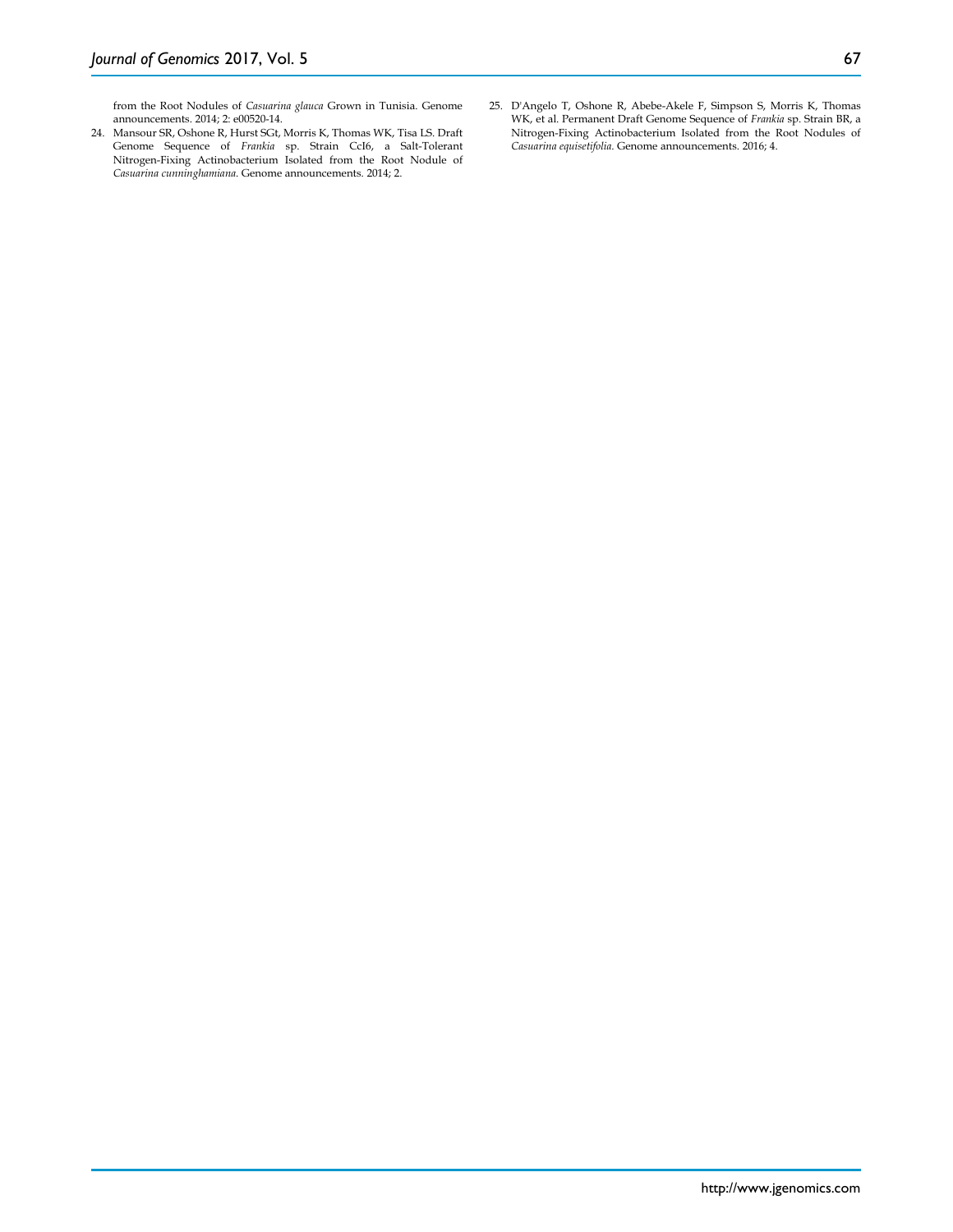from the Root Nodules of *Casuarina glauca* Grown in Tunisia. Genome announcements. 2014; 2: e00520-14.

24. Mansour SR, Oshone R, Hurst SGt, Morris K, Thomas WK, Tisa LS. Draft Genome Sequence of *Frankia* sp. Strain CcI6, a Salt-Tolerant Nitrogen-Fixing Actinobacterium Isolated from the Root Nodule of *Casuarina cunninghamiana*. Genome announcements. 2014; 2.
25. D'Angelo T, Oshone R, Abebe-Akele F, Simpson S, Morris K, Thomas WK, et al. Permanent Draft Genome Sequence of *Frankia* sp. Strain BR, a Nitrogen-Fixing Actinobacterium Isolated from the Root Nodules of *Casuarina equisetifolia*. Genome announcements. 2016; 4.